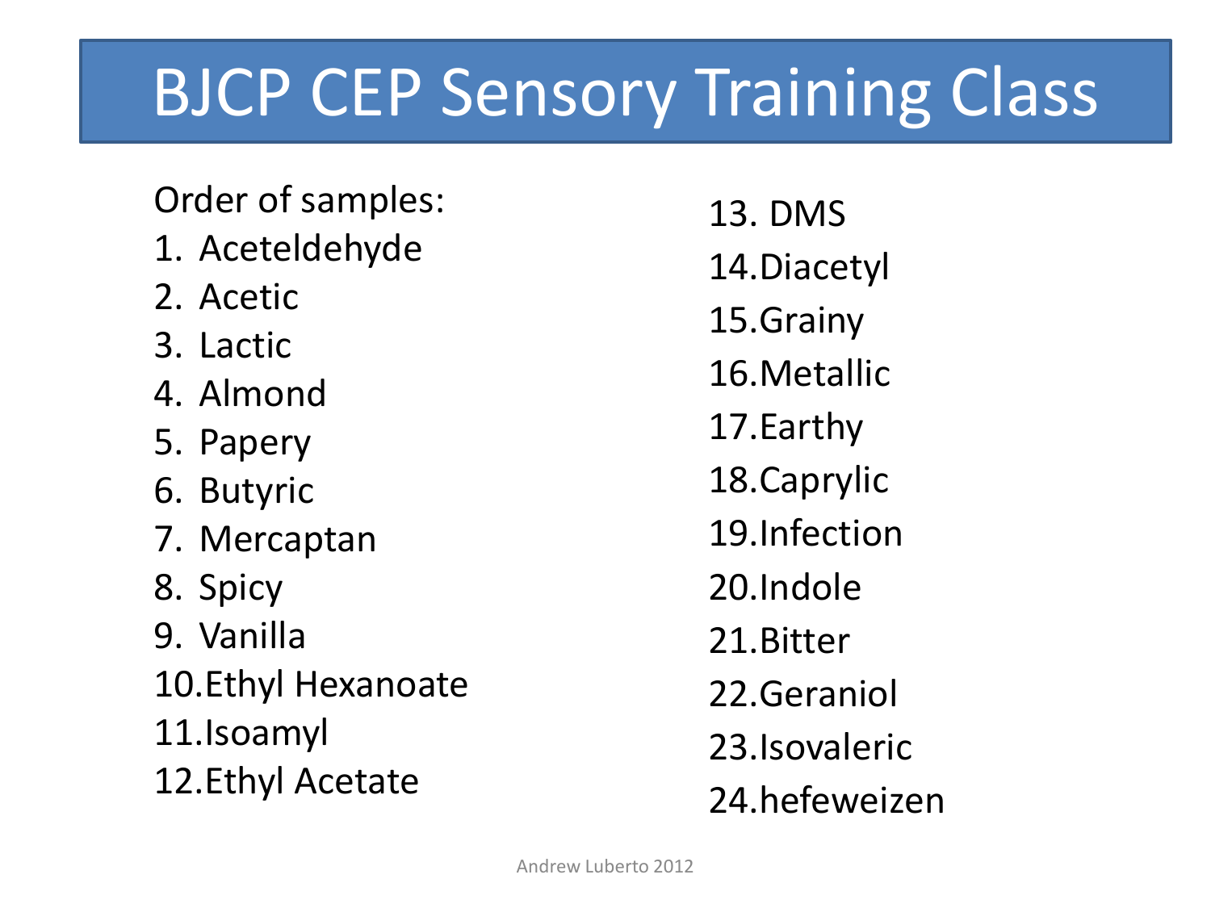# BJCP CEP Sensory Training Class

Order of samples:

1. Aceteldehyde
2. Acetic
3. Lactic
4. Almond
5. Papery
6. Butyric
7. Mercaptan
8. Spicy
9. Vanilla
10. Ethyl Hexanoate
11. Isoamyl
12. Ethyl Acetate
13. DMS
14. Diacetyl
15. Grainy
16. Metallic
17. Earthy
18. Caprylic
19. Infection
20. Indole
21. Bitter
22. Geraniol
23. Isovaleric
24. hefeweizen

Andrew Luberto 2012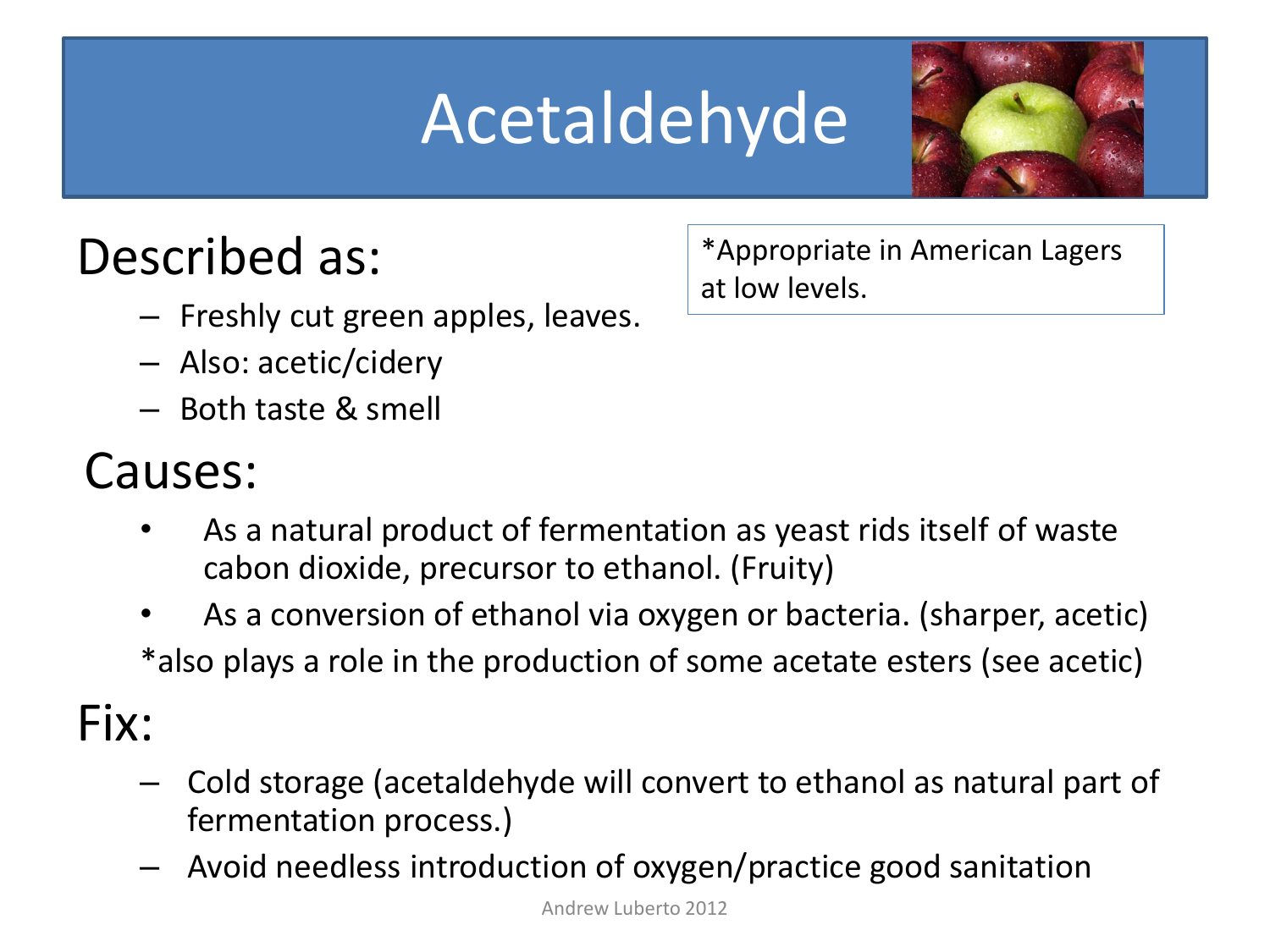# Acetaldehyde

*Appropriate in American Lagers at low levels.

## Described as:

- Freshly cut green apples, leaves.
- Also: acetic/cidery
- Both taste & smell

## Causes:

- As a natural product of fermentation as yeast rids itself of waste cabon dioxide, precursor to ethanol. (Fruity)
- As a conversion of ethanol via oxygen or bacteria. (sharper, acetic)

*also plays a role in the production of some acetate esters (see acetic)

## Fix:

- Cold storage (acetaldehyde will convert to ethanol as natural part of fermentation process.)
- Avoid needless introduction of oxygen/practice good sanitation

Andrew Luberto 2012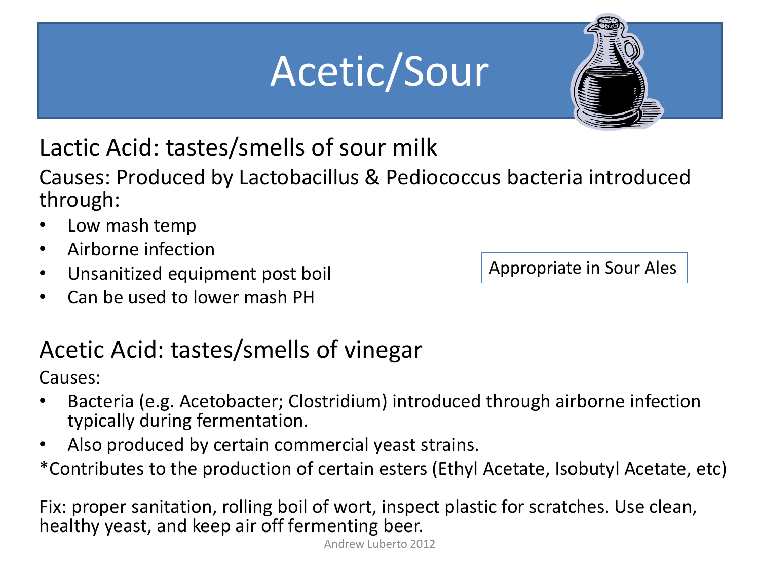# Acetic/Sour

## Lactic Acid: tastes/smells of sour milk

Causes: Produced by Lactobacillus & Pediococcus bacteria introduced through:

- Low mash temp
- Airborne infection
- Unsanitized equipment post boil
- Can be used to lower mash PH

Appropriate in Sour Ales

## Acetic Acid: tastes/smells of vinegar

Causes:

- Bacteria (e.g. Acetobacter; Clostridium) introduced through airborne infection typically during fermentation.
- Also produced by certain commercial yeast strains.

*Contributes to the production of certain esters (Ethyl Acetate, Isobutyl Acetate, etc)

Fix: proper sanitation, rolling boil of wort, inspect plastic for scratches. Use clean, healthy yeast, and keep air off fermenting beer.

Andrew Luberto 2012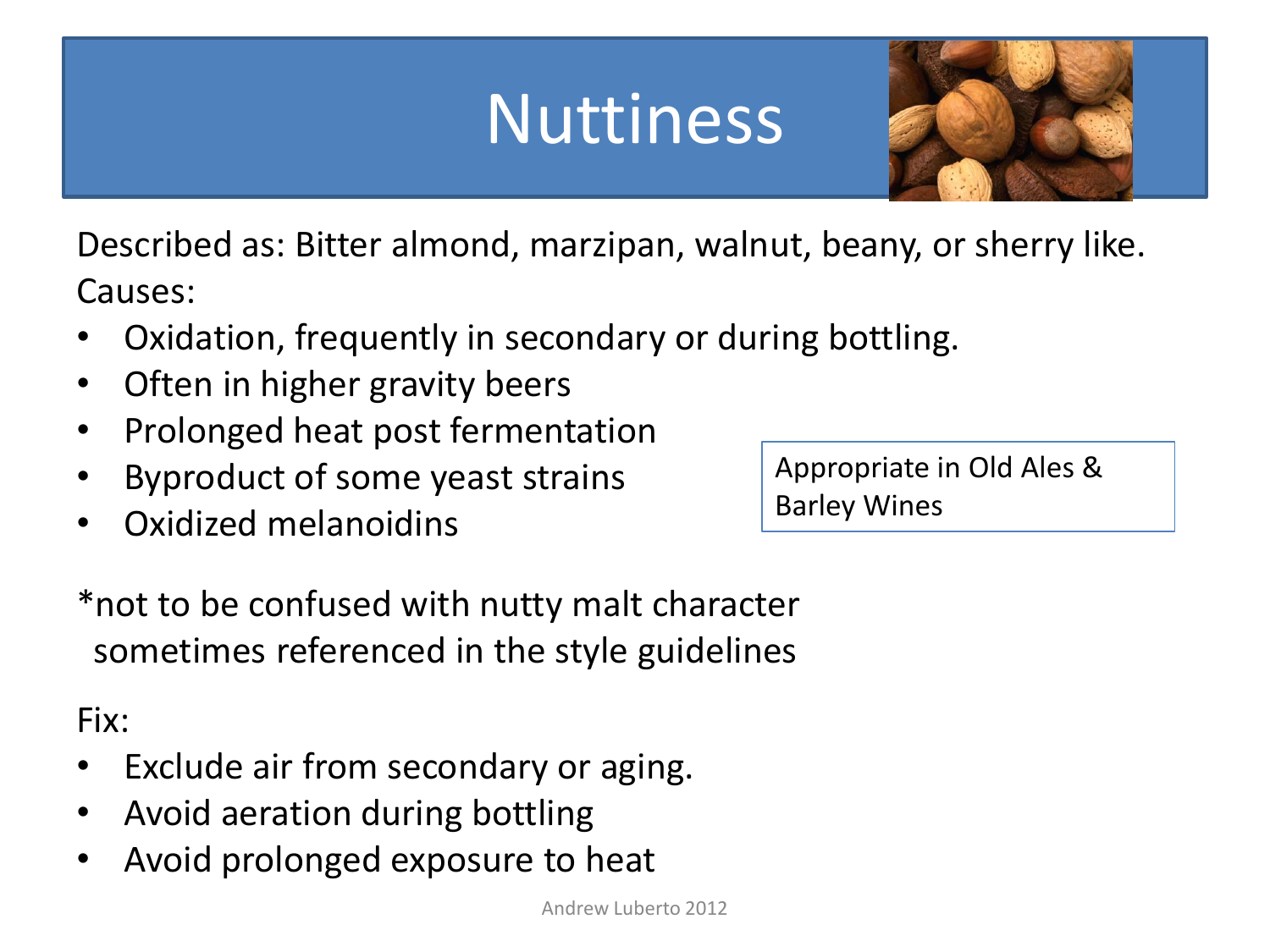# Nuttiness

Described as: Bitter almond, marzipan, walnut, beany, or sherry like.

Causes:

- Oxidation, frequently in secondary or during bottling.
- Often in higher gravity beers
- Prolonged heat post fermentation
- Byproduct of some yeast strains
- Oxidized melanoidins

Appropriate in Old Ales & Barley Wines

*not to be confused with nutty malt character sometimes referenced in the style guidelines

Fix:

- Exclude air from secondary or aging.
- Avoid aeration during bottling
- Avoid prolonged exposure to heat

Andrew Luberto 2012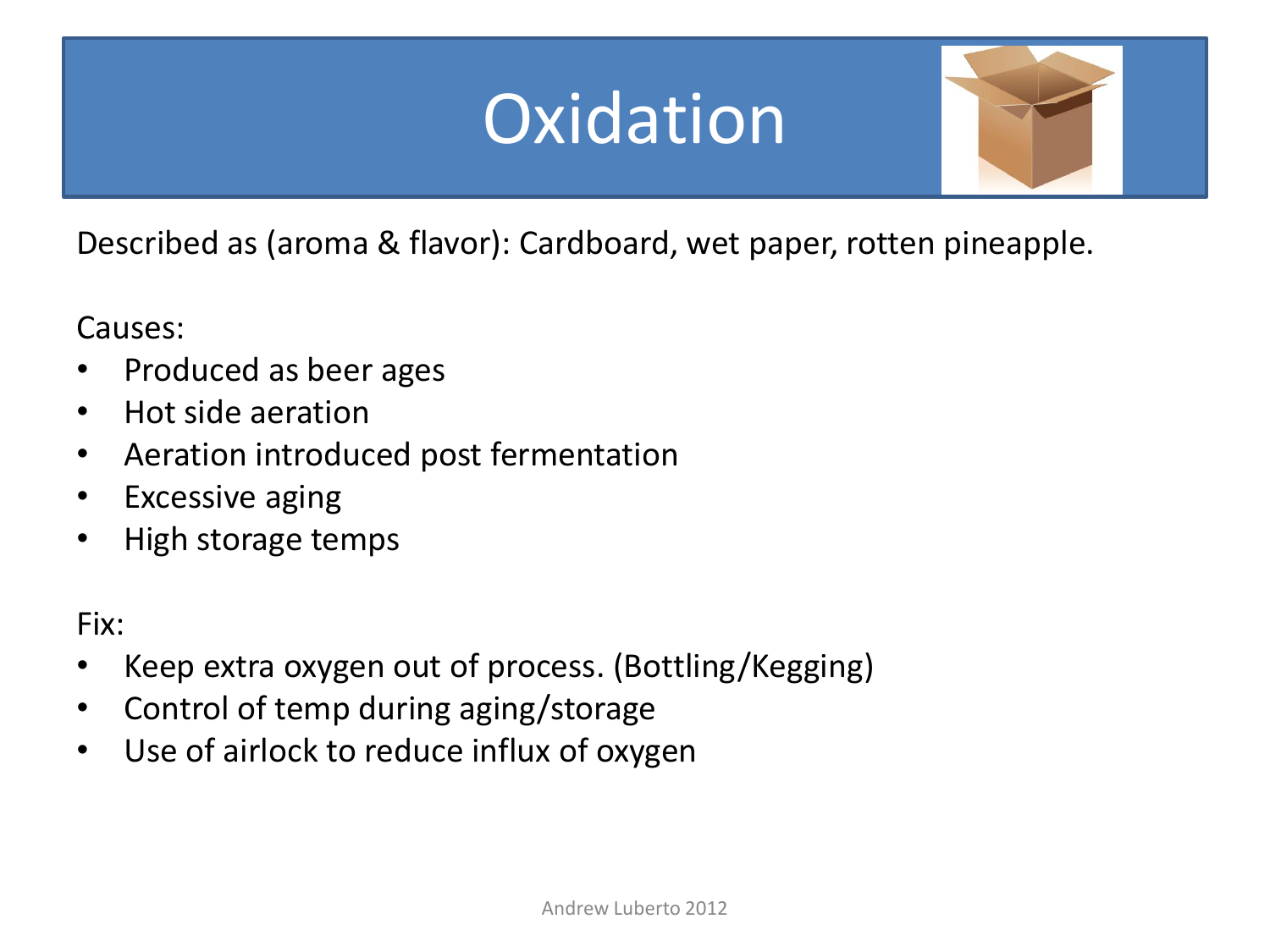# Oxidation

Described as (aroma & flavor): Cardboard, wet paper, rotten pineapple.

Causes:

- Produced as beer ages
- Hot side aeration
- Aeration introduced post fermentation
- Excessive aging
- High storage temps

Fix:

- Keep extra oxygen out of process. (Bottling/Kegging)
- Control of temp during aging/storage
- Use of airlock to reduce influx of oxygen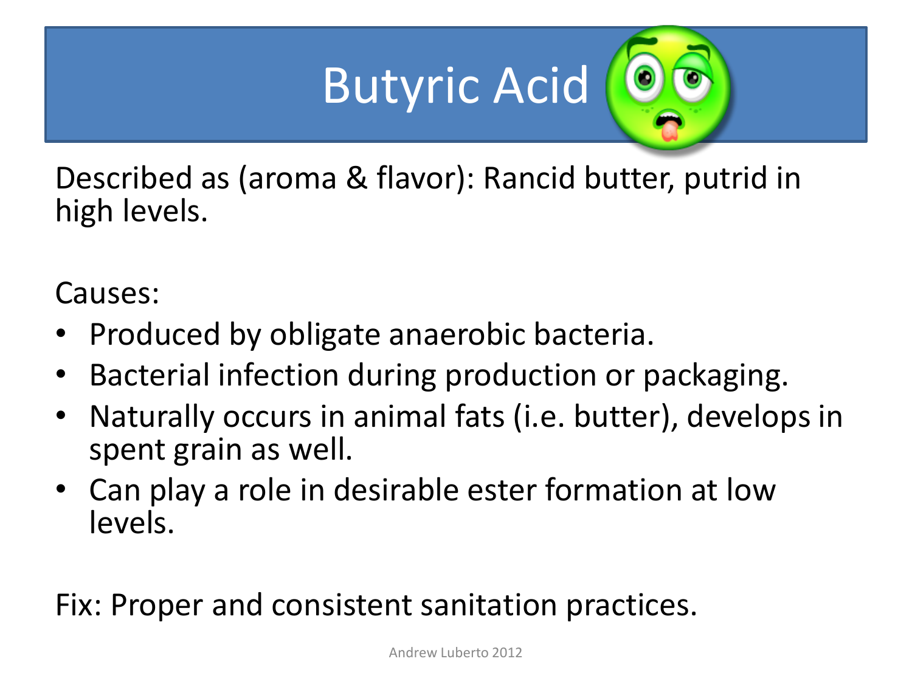# Butyric Acid

Described as (aroma & flavor): Rancid butter, putrid in high levels.

Causes:

- Produced by obligate anaerobic bacteria.
- Bacterial infection during production or packaging.
- Naturally occurs in animal fats (i.e. butter), develops in spent grain as well.
- Can play a role in desirable ester formation at low levels.

Fix: Proper and consistent sanitation practices.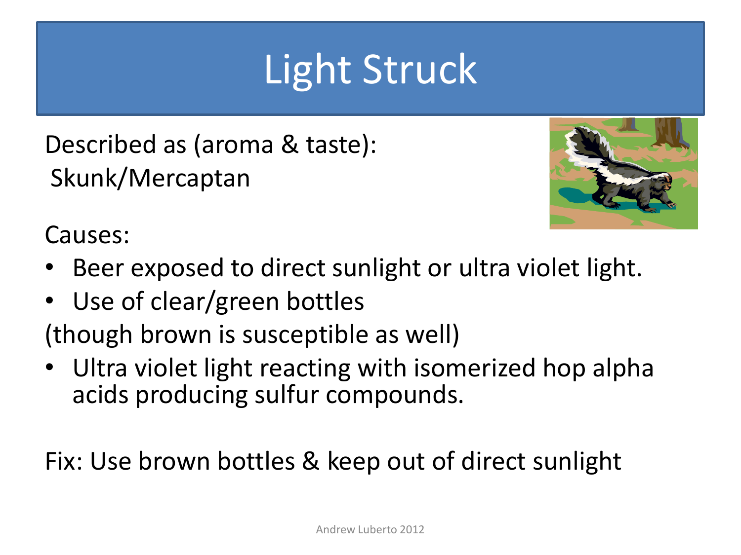# Light Struck

Described as (aroma & taste):
Skunk/Mercaptan

Causes:

- Beer exposed to direct sunlight or ultra violet light.
- Use of clear/green bottles

(though brown is susceptible as well)

- Ultra violet light reacting with isomerized hop alpha acids producing sulfur compounds.

Fix: Use brown bottles & keep out of direct sunlight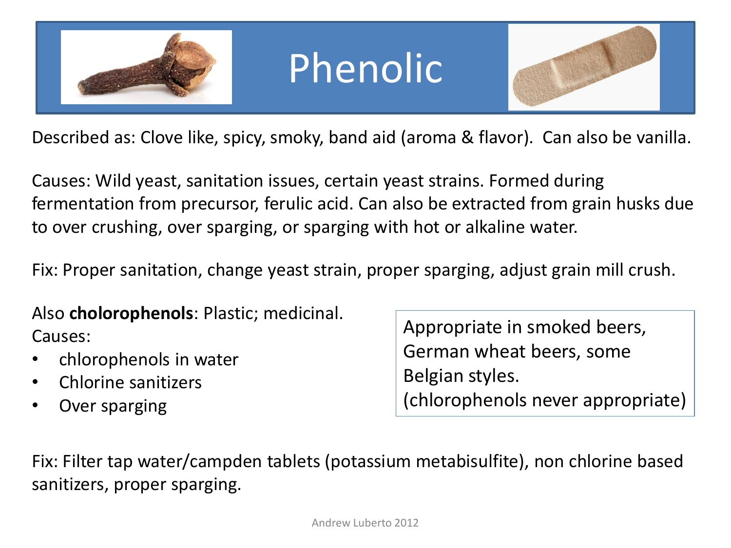# Phenolic

Described as: Clove like, spicy, smoky, band aid (aroma & flavor). Can also be vanilla.

Causes: Wild yeast, sanitation issues, certain yeast strains. Formed during fermentation from precursor, ferulic acid. Can also be extracted from grain husks due to over crushing, over sparging, or sparging with hot or alkaline water.

Fix: Proper sanitation, change yeast strain, proper sparging, adjust grain mill crush.

Also **cholorophenols**: Plastic; medicinal.
Causes:

- chlorophenols in water
- Chlorine sanitizers
- Over sparging

Appropriate in smoked beers, German wheat beers, some Belgian styles.
(chlorophenols never appropriate)

Fix: Filter tap water/campden tablets (potassium metabisulfite), non chlorine based sanitizers, proper sparging.

Andrew Luberto 2012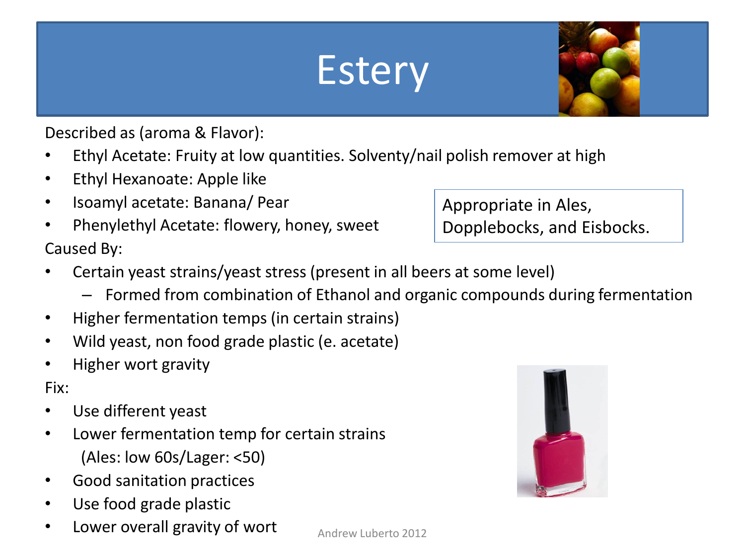# Estery

Described as (aroma & Flavor):

- Ethyl Acetate: Fruity at low quantities. Solventy/nail polish remover at high
- Ethyl Hexanoate: Apple like
- Isoamyl acetate: Banana/ Pear
- Phenylethyl Acetate: flowery, honey, sweet

Appropriate in Ales, Dopplebocks, and Eisbocks.

Caused By:

- Certain yeast strains/yeast stress (present in all beers at some level)
  - Formed from combination of Ethanol and organic compounds during fermentation
- Higher fermentation temps (in certain strains)
- Wild yeast, non food grade plastic (e. acetate)
- Higher wort gravity

Fix:

- Use different yeast
- Lower fermentation temp for certain strains (Ales: low 60s/Lager: <50)
- Good sanitation practices
- Use food grade plastic
- Lower overall gravity of wort

Andrew Luberto 2012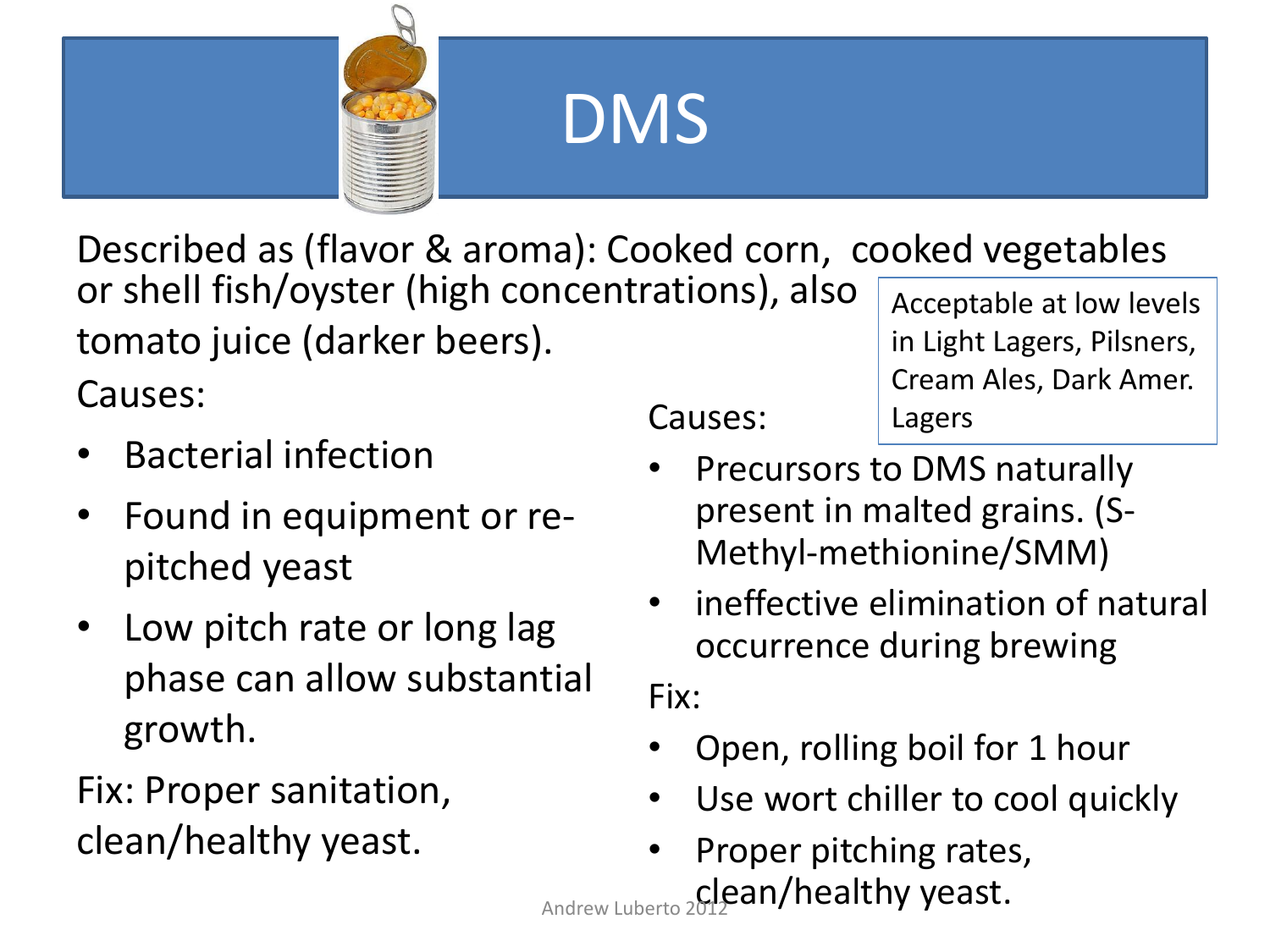# DMS

Described as (flavor & aroma): Cooked corn, cooked vegetables or shell fish/oyster (high concentrations), also tomato juice (darker beers).

Acceptable at low levels in Light Lagers, Pilsners, Cream Ales, Dark Amer. Lagers

Causes:

- Bacterial infection
- Found in equipment or re-pitched yeast
- Low pitch rate or long lag phase can allow substantial growth.

Fix: Proper sanitation, clean/healthy yeast.

Causes:

- Precursors to DMS naturally present in malted grains. (S-Methyl-methionine/SMM)
- ineffective elimination of natural occurrence during brewing

Fix:

- Open, rolling boil for 1 hour
- Use wort chiller to cool quickly
- Proper pitching rates, clean/healthy yeast.

Andrew Luberto 2012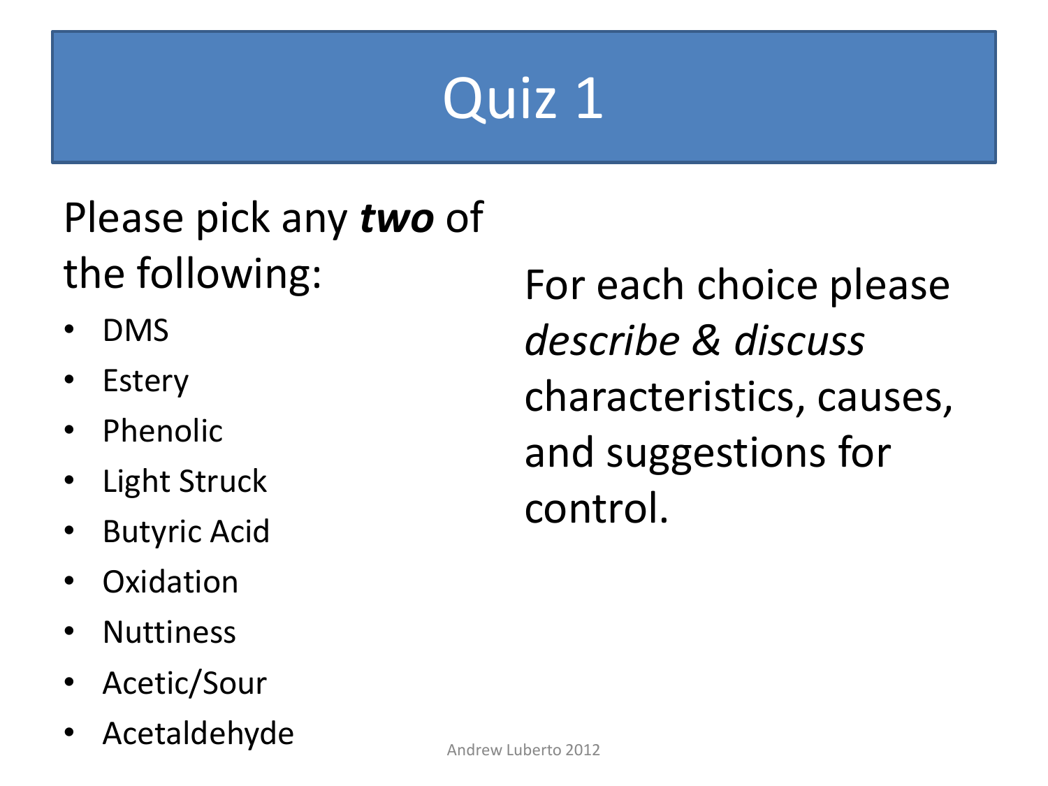# Quiz 1

Please pick any ***two*** of the following:

- DMS
- Estery
- Phenolic
- Light Struck
- Butyric Acid
- Oxidation
- Nuttiness
- Acetic/Sour
- Acetaldehyde

For each choice please *describe & discuss* characteristics, causes, and suggestions for control.

Andrew Luberto 2012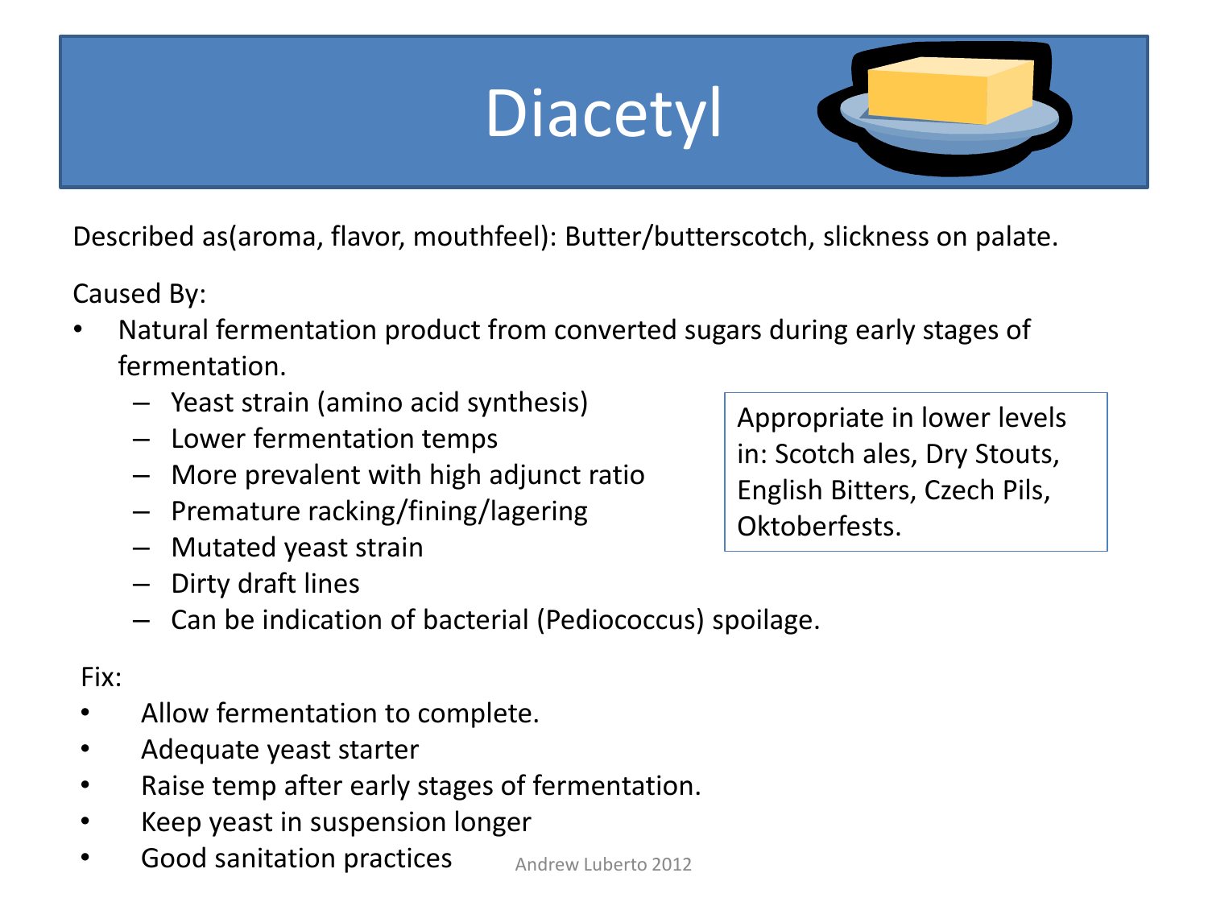# Diacetyl

Described as(aroma, flavor, mouthfeel): Butter/butterscotch, slickness on palate.

Caused By:

- Natural fermentation product from converted sugars during early stages of fermentation.
  - Yeast strain (amino acid synthesis)
  - Lower fermentation temps
  - More prevalent with high adjunct ratio
  - Premature racking/fining/lagering
  - Mutated yeast strain
  - Dirty draft lines
  - Can be indication of bacterial (Pediococcus) spoilage.

Appropriate in lower levels in: Scotch ales, Dry Stouts, English Bitters, Czech Pils, Oktoberfests.

Fix:

- Allow fermentation to complete.
- Adequate yeast starter
- Raise temp after early stages of fermentation.
- Keep yeast in suspension longer
- Good sanitation practices

Andrew Luberto 2012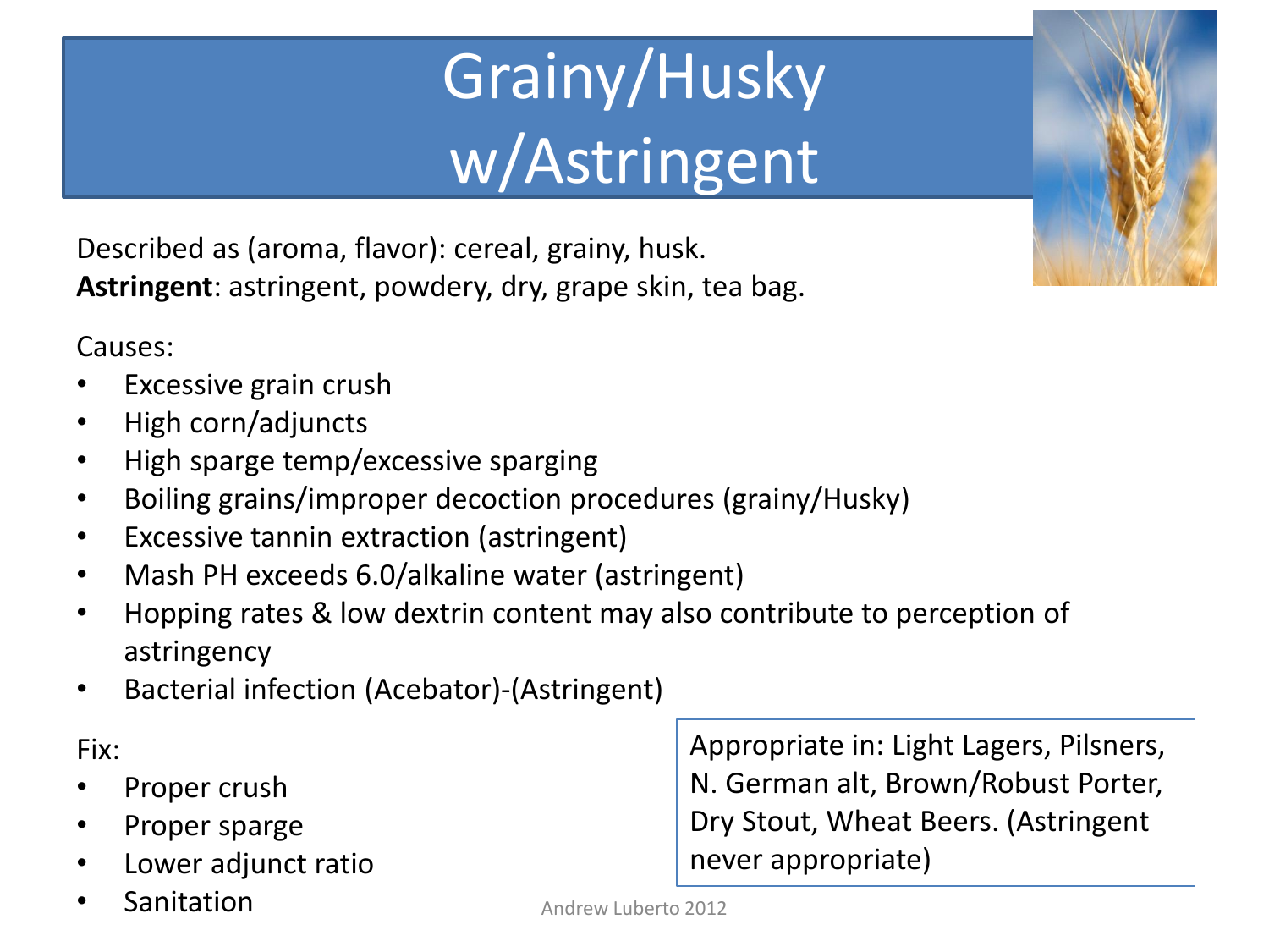# Grainy/Husky w/Astringent

Described as (aroma, flavor): cereal, grainy, husk.
**Astringent**: astringent, powdery, dry, grape skin, tea bag.

Causes:

- Excessive grain crush
- High corn/adjuncts
- High sparge temp/excessive sparging
- Boiling grains/improper decoction procedures (grainy/Husky)
- Excessive tannin extraction (astringent)
- Mash PH exceeds 6.0/alkaline water (astringent)
- Hopping rates & low dextrin content may also contribute to perception of astringency
- Bacterial infection (Acebator)-(Astringent)

Fix:

- Proper crush
- Proper sparge
- Lower adjunct ratio
- Sanitation

Appropriate in: Light Lagers, Pilsners, N. German alt, Brown/Robust Porter, Dry Stout, Wheat Beers. (Astringent never appropriate)

Andrew Luberto 2012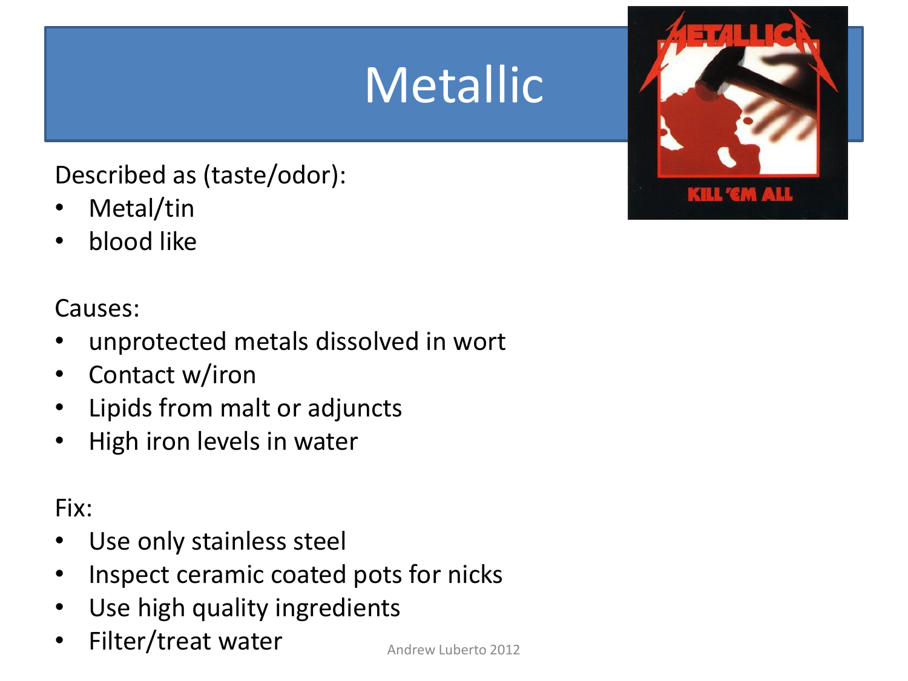# Metallic

Described as (taste/odor):

- Metal/tin
- blood like

Causes:

- unprotected metals dissolved in wort
- Contact w/iron
- Lipids from malt or adjuncts
- High iron levels in water

Fix:

- Use only stainless steel
- Inspect ceramic coated pots for nicks
- Use high quality ingredients
- Filter/treat water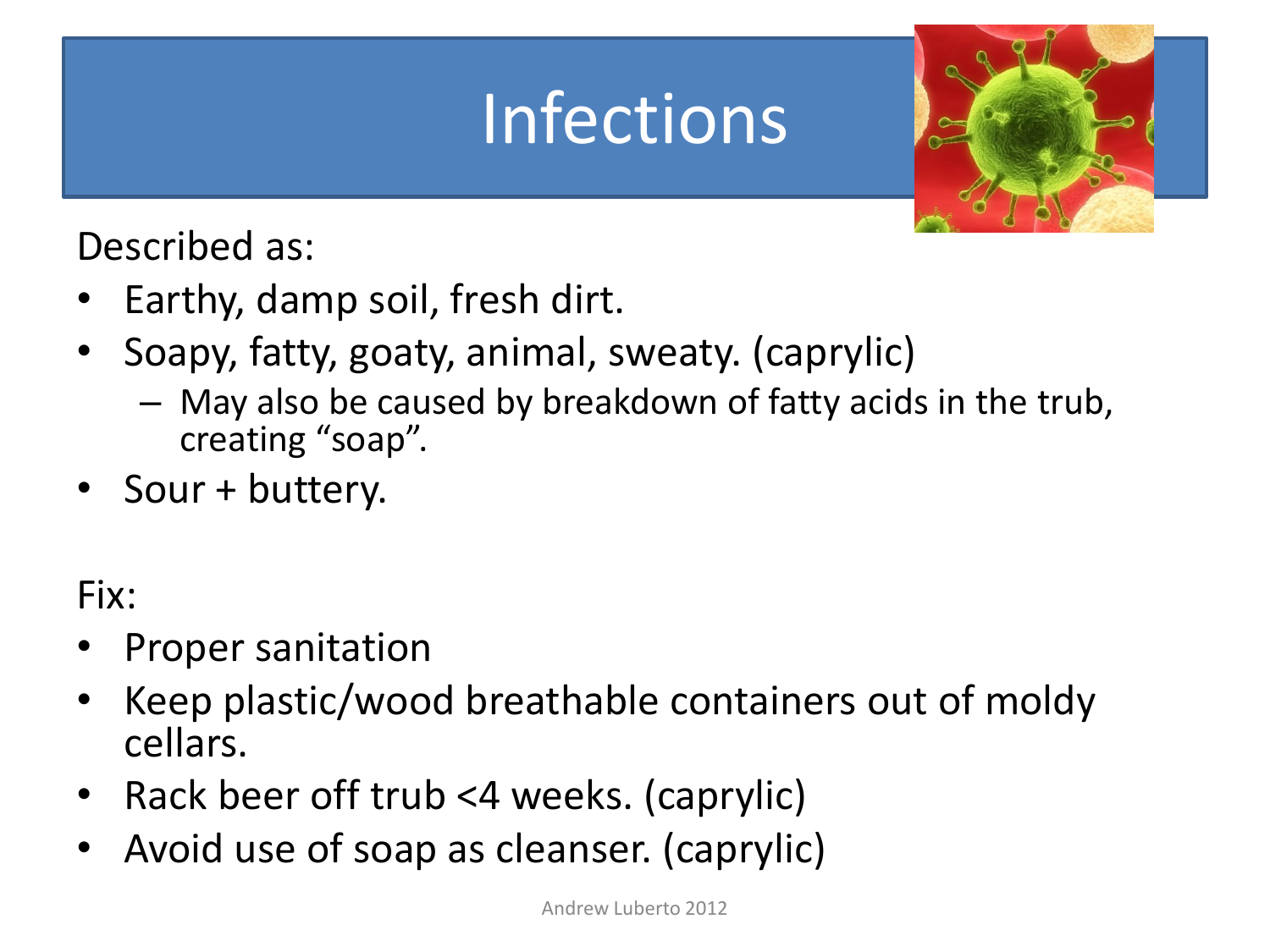# Infections

Described as:

- Earthy, damp soil, fresh dirt.
- Soapy, fatty, goaty, animal, sweaty. (caprylic)
  - May also be caused by breakdown of fatty acids in the trub, creating "soap".
- Sour + buttery.

Fix:

- Proper sanitation
- Keep plastic/wood breathable containers out of moldy cellars.
- Rack beer off trub <4 weeks. (caprylic)
- Avoid use of soap as cleanser. (caprylic)

Andrew Luberto 2012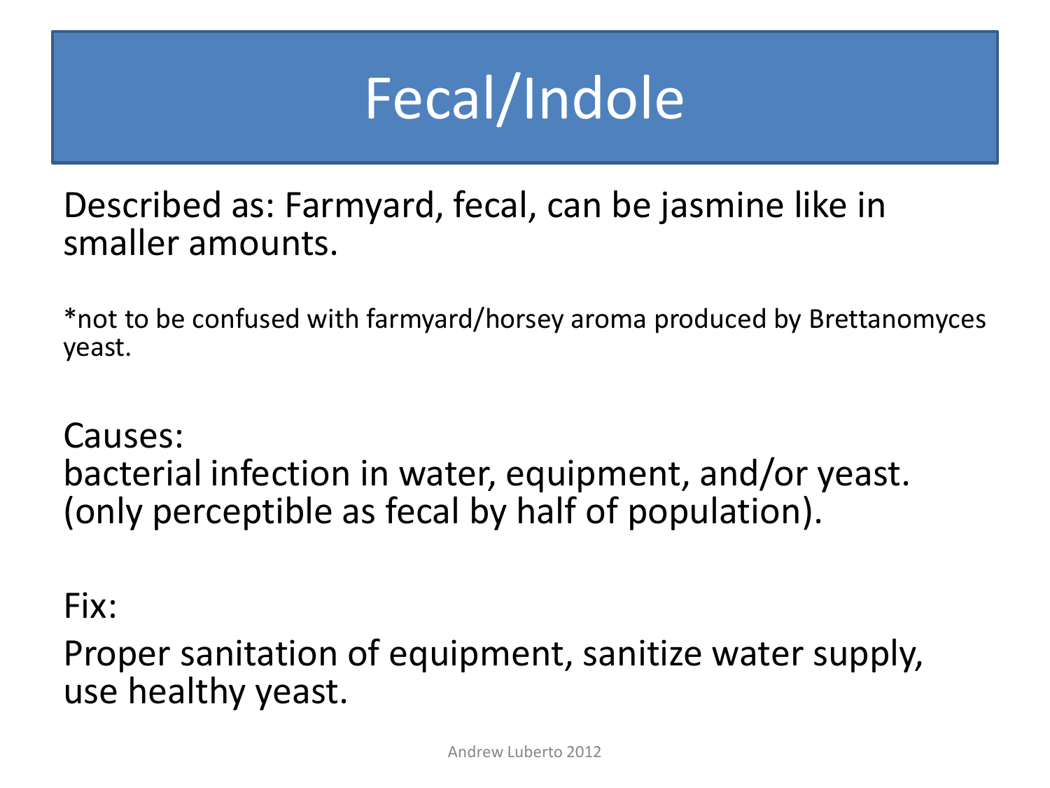# Fecal/Indole

Described as: Farmyard, fecal, can be jasmine like in smaller amounts.

*not to be confused with farmyard/horsey aroma produced by Brettanomyces yeast.

Causes:
bacterial infection in water, equipment, and/or yeast. (only perceptible as fecal by half of population).

Fix:

Proper sanitation of equipment, sanitize water supply, use healthy yeast.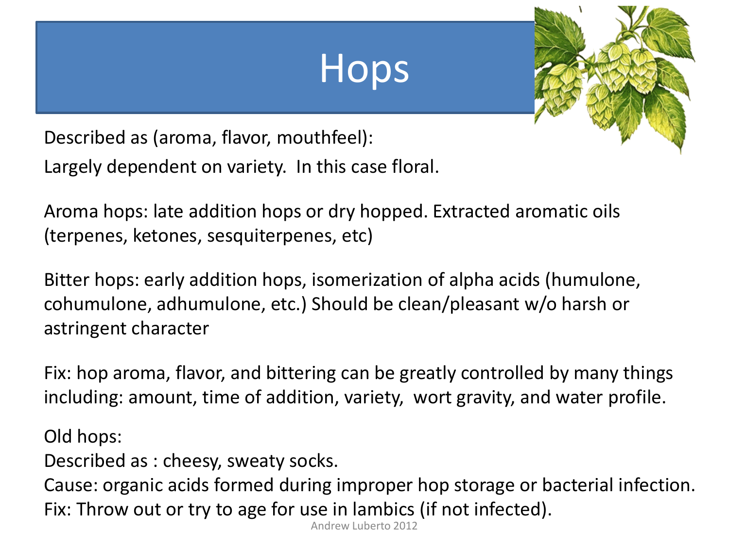# Hops

Described as (aroma, flavor, mouthfeel):

Largely dependent on variety. In this case floral.

Aroma hops: late addition hops or dry hopped. Extracted aromatic oils (terpenes, ketones, sesquiterpenes, etc)

Bitter hops: early addition hops, isomerization of alpha acids (humulone, cohumulone, adhumulone, etc.) Should be clean/pleasant w/o harsh or astringent character

Fix: hop aroma, flavor, and bittering can be greatly controlled by many things including: amount, time of addition, variety, wort gravity, and water profile.

Old hops:

Described as : cheesy, sweaty socks.

Cause: organic acids formed during improper hop storage or bacterial infection.

Fix: Throw out or try to age for use in lambics (if not infected).

Andrew Luberto 2012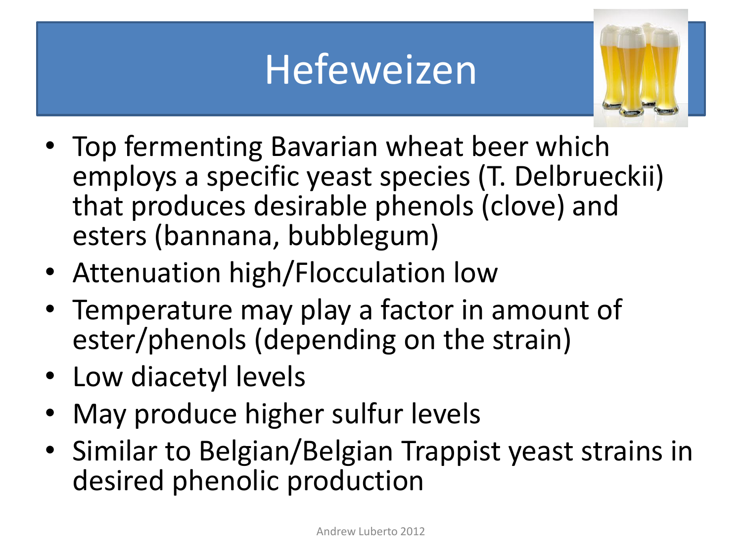# Hefeweizen

- Top fermenting Bavarian wheat beer which employs a specific yeast species (T. Delbrueckii) that produces desirable phenols (clove) and esters (bannana, bubblegum)
- Attenuation high/Flocculation low
- Temperature may play a factor in amount of ester/phenols (depending on the strain)
- Low diacetyl levels
- May produce higher sulfur levels
- Similar to Belgian/Belgian Trappist yeast strains in desired phenolic production

Andrew Luberto 2012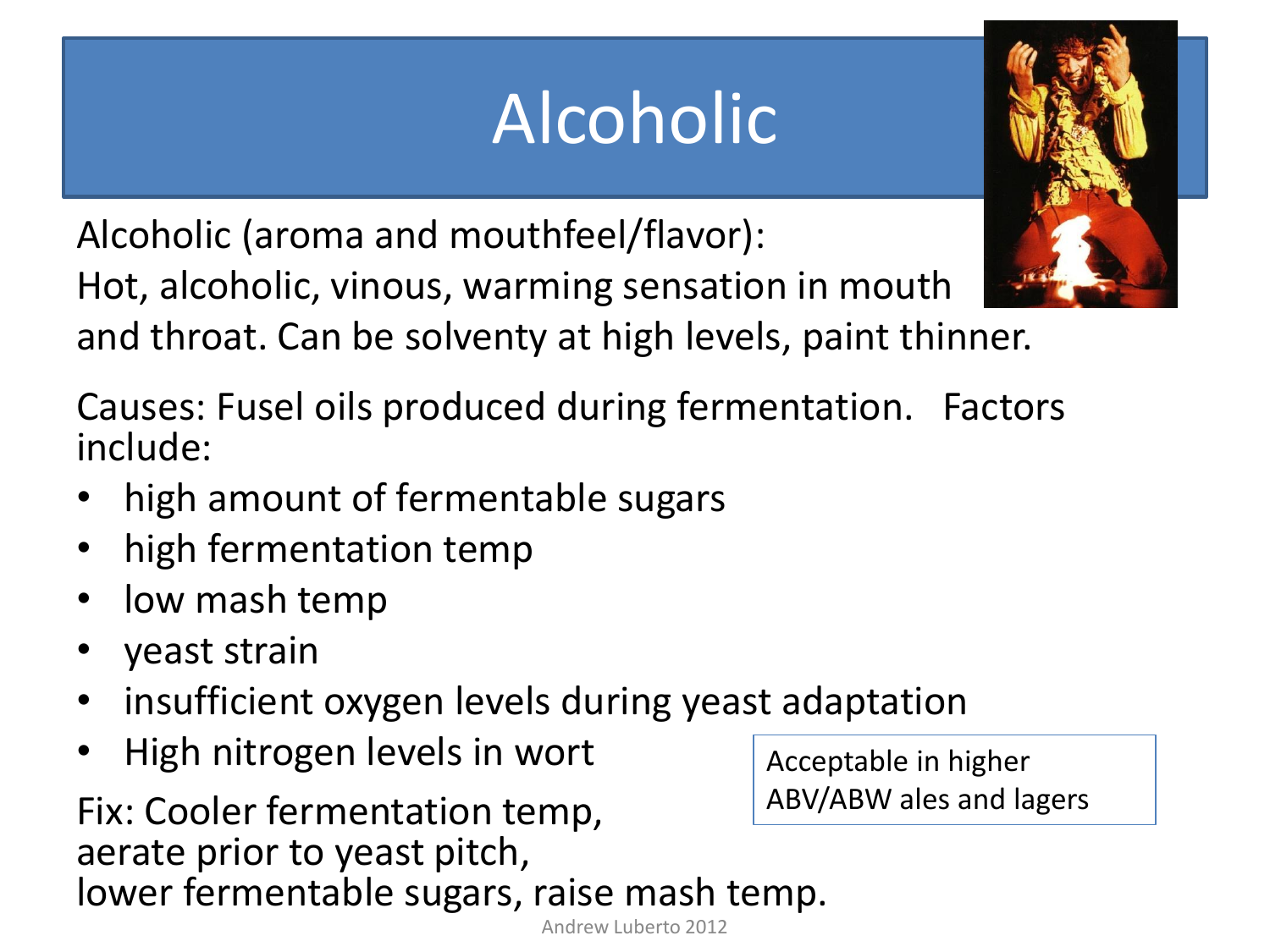# Alcoholic

Alcoholic (aroma and mouthfeel/flavor):
Hot, alcoholic, vinous, warming sensation in mouth and throat. Can be solventy at high levels, paint thinner.

Causes: Fusel oils produced during fermentation. Factors include:

- high amount of fermentable sugars
- high fermentation temp
- low mash temp
- yeast strain
- insufficient oxygen levels during yeast adaptation
- High nitrogen levels in wort

Acceptable in higher ABV/ABW ales and lagers

Fix: Cooler fermentation temp,
aerate prior to yeast pitch,
lower fermentable sugars, raise mash temp.

Andrew Luberto 2012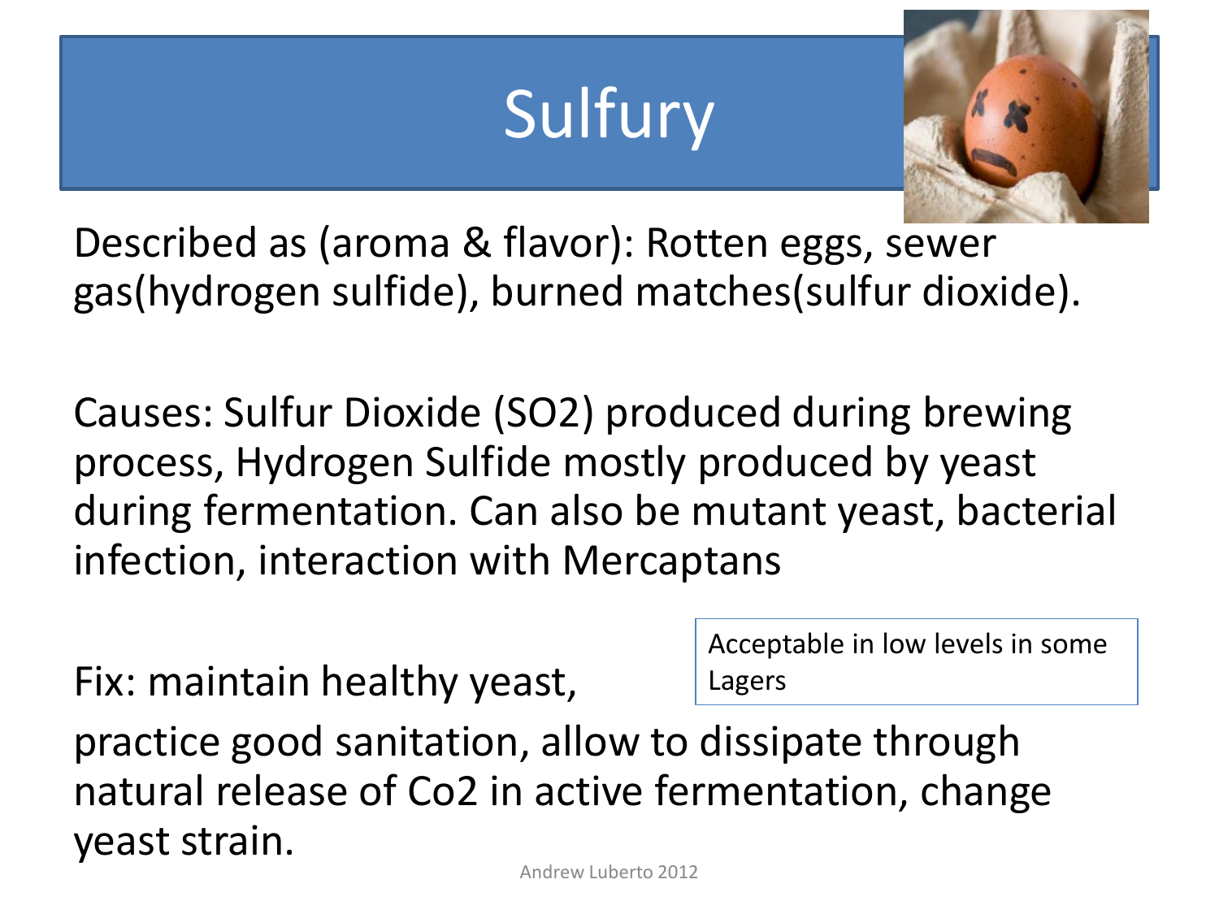# Sulfury

Described as (aroma & flavor): Rotten eggs, sewer gas(hydrogen sulfide), burned matches(sulfur dioxide).

Causes: Sulfur Dioxide ($SO_2$) produced during brewing process, Hydrogen Sulfide mostly produced by yeast during fermentation. Can also be mutant yeast, bacterial infection, interaction with Mercaptans

Acceptable in low levels in some Lagers

Fix: maintain healthy yeast, practice good sanitation, allow to dissipate through natural release of $CO_2$ in active fermentation, change yeast strain.

Andrew Luberto 2012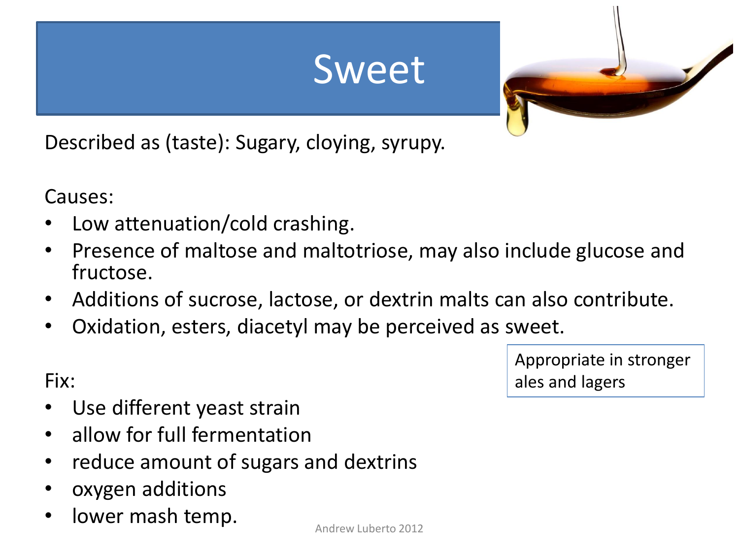# Sweet

Described as (taste): Sugary, cloying, syrupy.

Causes:

- Low attenuation/cold crashing.
- Presence of maltose and maltotriose, may also include glucose and fructose.
- Additions of sucrose, lactose, or dextrin malts can also contribute.
- Oxidation, esters, diacetyl may be perceived as sweet.

Appropriate in stronger ales and lagers

Fix:

- Use different yeast strain
- allow for full fermentation
- reduce amount of sugars and dextrins
- oxygen additions
- lower mash temp.

Andrew Luberto 2012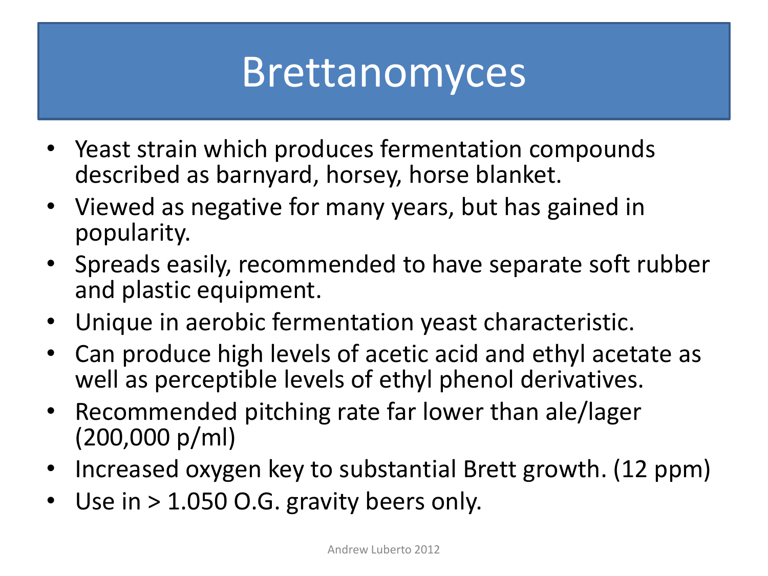# Brettanomyces

- Yeast strain which produces fermentation compounds described as barnyard, horsey, horse blanket.
- Viewed as negative for many years, but has gained in popularity.
- Spreads easily, recommended to have separate soft rubber and plastic equipment.
- Unique in aerobic fermentation yeast characteristic.
- Can produce high levels of acetic acid and ethyl acetate as well as perceptible levels of ethyl phenol derivatives.
- Recommended pitching rate far lower than ale/lager (200,000 p/ml)
- Increased oxygen key to substantial Brett growth. (12 ppm)
- Use in > 1.050 O.G. gravity beers only.

Andrew Luberto 2012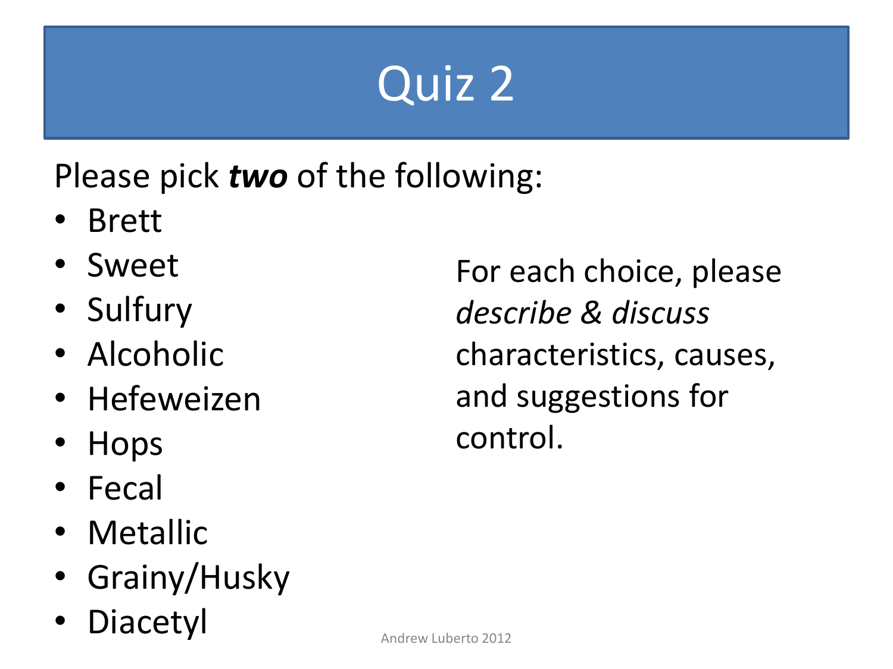# Quiz 2

Please pick ***two*** of the following:

- Brett
- Sweet
- Sulfury
- Alcoholic
- Hefeweizen
- Hops
- Fecal
- Metallic
- Grainy/Husky
- Diacetyl

For each choice, please *describe & discuss* characteristics, causes, and suggestions for control.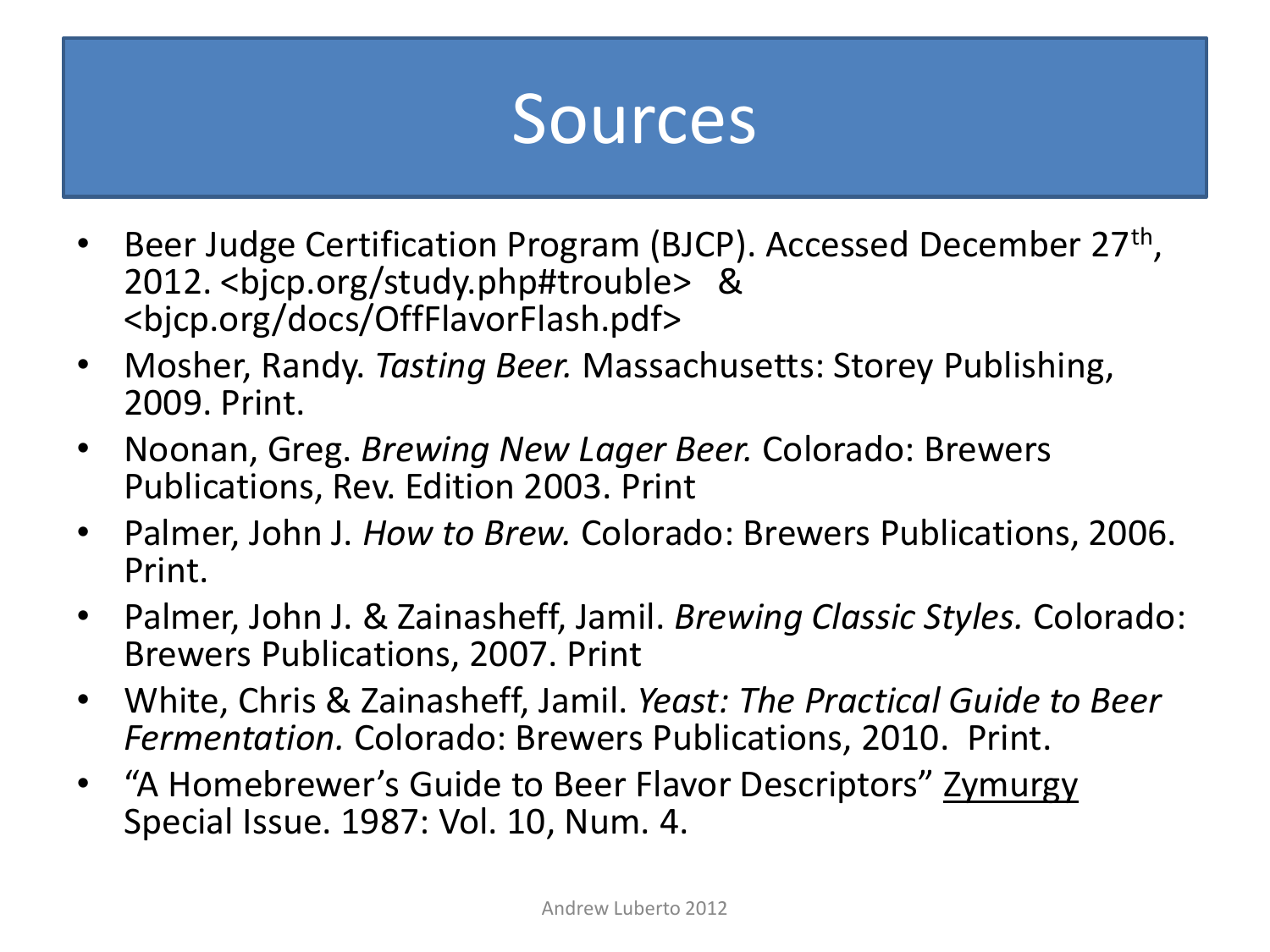# Sources

- Beer Judge Certification Program (BJCP). Accessed December 27th, 2012. <bjcp.org/study.php#trouble> & <bjcp.org/docs/OffFlavorFlash.pdf>
- Mosher, Randy. *Tasting Beer.* Massachusetts: Storey Publishing, 2009. Print.
- Noonan, Greg. *Brewing New Lager Beer.* Colorado: Brewers Publications, Rev. Edition 2003. Print
- Palmer, John J. *How to Brew.* Colorado: Brewers Publications, 2006. Print.
- Palmer, John J. & Zainasheff, Jamil. *Brewing Classic Styles.* Colorado: Brewers Publications, 2007. Print
- White, Chris & Zainasheff, Jamil. *Yeast: The Practical Guide to Beer Fermentation.* Colorado: Brewers Publications, 2010. Print.
- "A Homebrewer's Guide to Beer Flavor Descriptors" <u>Zymurgy</u> Special Issue. 1987: Vol. 10, Num. 4.

Andrew Luberto 2012